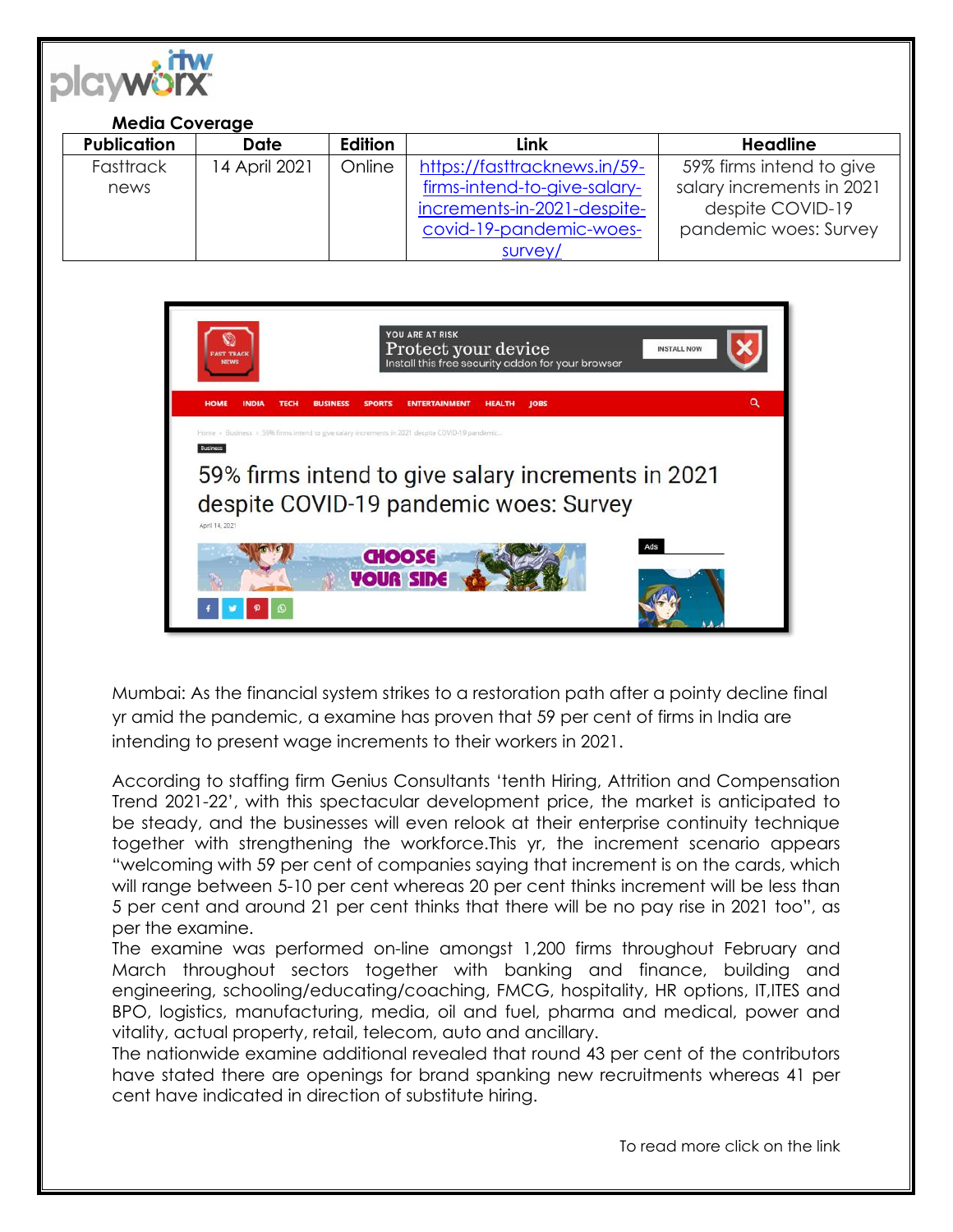**Media Coverage**

| Publication | Date | Edition | Link | Headline |
|---|---|---|---|---|
| Fasttrack news | 14 April 2021 | Online | https://fasttracknews.in/59-firms-intend-to-give-salary-increments-in-2021-despite-covid-19-pandemic-woes-survey/ | 59% firms intend to give salary increments in 2021 despite COVID-19 pandemic woes: Survey |

Mumbai: As the financial system strikes to a restoration path after a pointy decline final yr amid the pandemic, a examine has proven that 59 per cent of firms in India are intending to present wage increments to their workers in 2021.

According to staffing firm Genius Consultants 'tenth Hiring, Attrition and Compensation Trend 2021-22', with this spectacular development price, the market is anticipated to be steady, and the businesses will even relook at their enterprise continuity technique together with strengthening the workforce.This yr, the increment scenario appears "welcoming with 59 per cent of companies saying that increment is on the cards, which will range between 5-10 per cent whereas 20 per cent thinks increment will be less than 5 per cent and around 21 per cent thinks that there will be no pay rise in 2021 too", as per the examine.

The examine was performed on-line amongst 1,200 firms throughout February and March throughout sectors together with banking and finance, building and engineering, schooling/educating/coaching, FMCG, hospitality, HR options, IT,ITES and BPO, logistics, manufacturing, media, oil and fuel, pharma and medical, power and vitality, actual property, retail, telecom, auto and ancillary.

The nationwide examine additional revealed that round 43 per cent of the contributors have stated there are openings for brand spanking new recruitments whereas 41 per cent have indicated in direction of substitute hiring.

To read more click on the link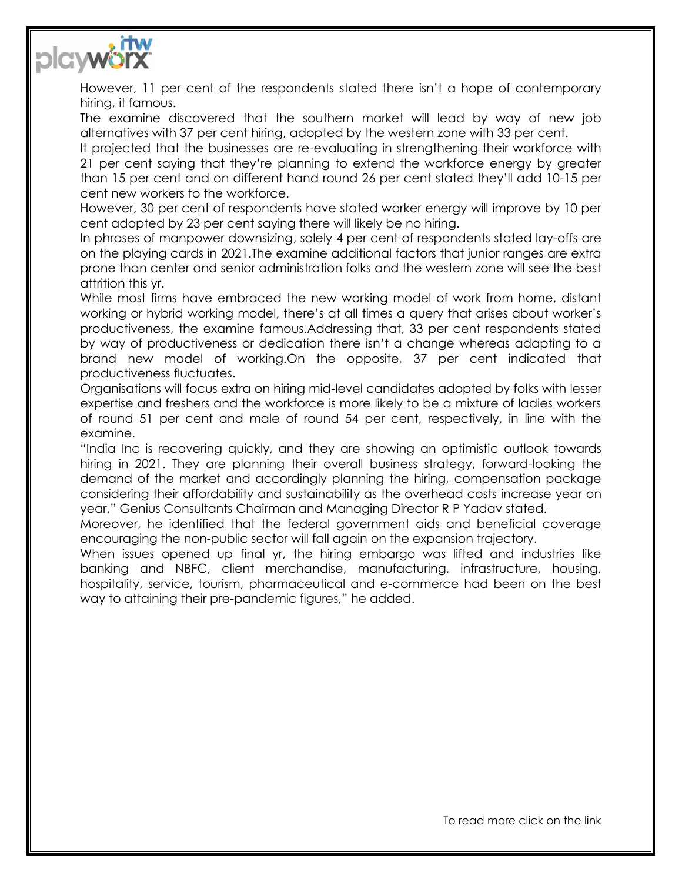However, 11 per cent of the respondents stated there isn't a hope of contemporary hiring, it famous.

The examine discovered that the southern market will lead by way of new job alternatives with 37 per cent hiring, adopted by the western zone with 33 per cent.

It projected that the businesses are re-evaluating in strengthening their workforce with 21 per cent saying that they're planning to extend the workforce energy by greater than 15 per cent and on different hand round 26 per cent stated they'll add 10-15 per cent new workers to the workforce.

However, 30 per cent of respondents have stated worker energy will improve by 10 per cent adopted by 23 per cent saying there will likely be no hiring.

In phrases of manpower downsizing, solely 4 per cent of respondents stated lay-offs are on the playing cards in 2021.The examine additional factors that junior ranges are extra prone than center and senior administration folks and the western zone will see the best attrition this yr.

While most firms have embraced the new working model of work from home, distant working or hybrid working model, there's at all times a query that arises about worker's productiveness, the examine famous.Addressing that, 33 per cent respondents stated by way of productiveness or dedication there isn't a change whereas adapting to a brand new model of working.On the opposite, 37 per cent indicated that productiveness fluctuates.

Organisations will focus extra on hiring mid-level candidates adopted by folks with lesser expertise and freshers and the workforce is more likely to be a mixture of ladies workers of round 51 per cent and male of round 54 per cent, respectively, in line with the examine.

"India Inc is recovering quickly, and they are showing an optimistic outlook towards hiring in 2021. They are planning their overall business strategy, forward-looking the demand of the market and accordingly planning the hiring, compensation package considering their affordability and sustainability as the overhead costs increase year on year," Genius Consultants Chairman and Managing Director R P Yadav stated.

Moreover, he identified that the federal government aids and beneficial coverage encouraging the non-public sector will fall again on the expansion trajectory.

When issues opened up final yr, the hiring embargo was lifted and industries like banking and NBFC, client merchandise, manufacturing, infrastructure, housing, hospitality, service, tourism, pharmaceutical and e-commerce had been on the best way to attaining their pre-pandemic figures," he added.

To read more click on the link